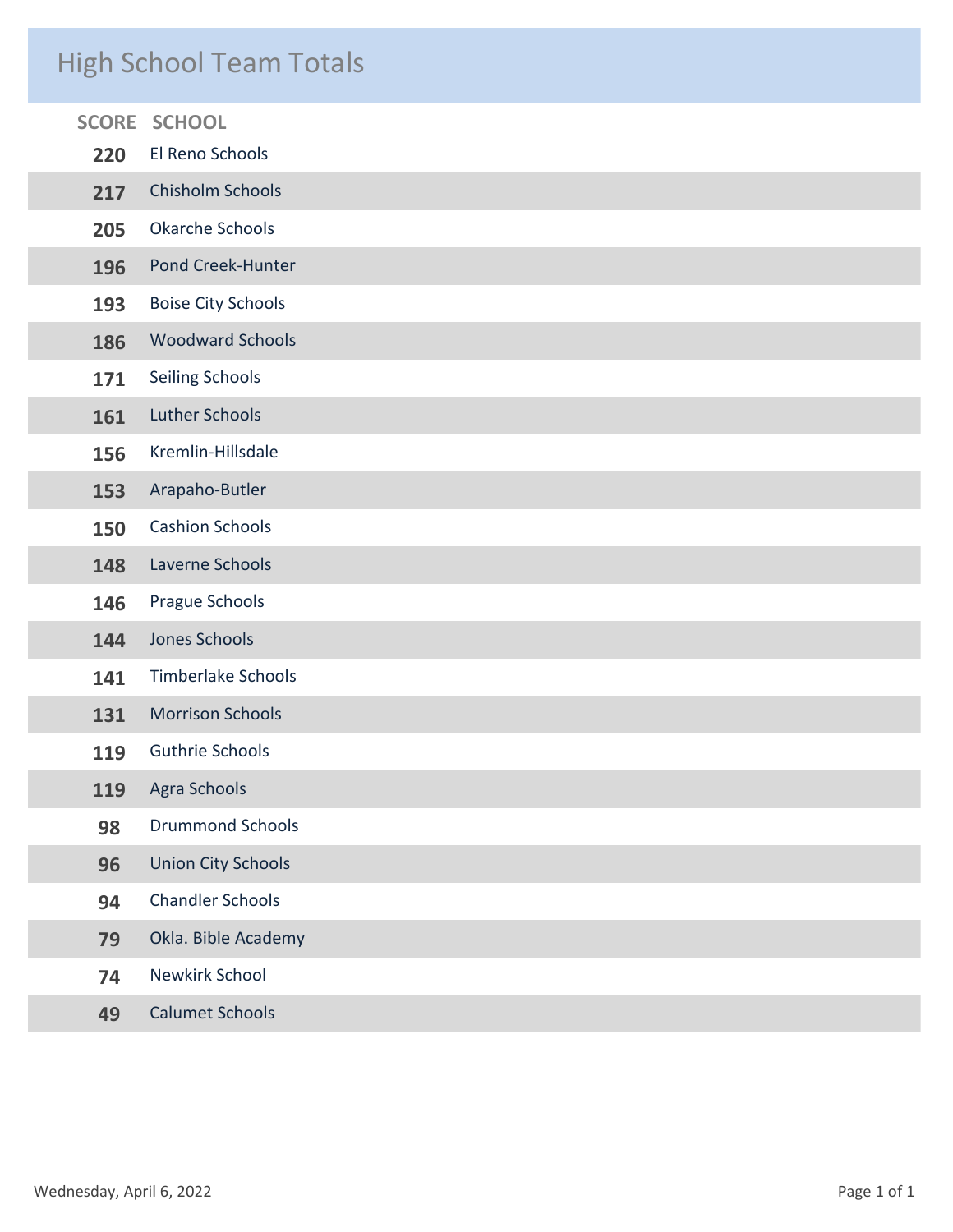# High School Team Totals

| SCORE | SCHOOL |
|---|---|
| 220 | El Reno Schools |
| 217 | Chisholm Schools |
| 205 | Okarche Schools |
| 196 | Pond Creek-Hunter |
| 193 | Boise City Schools |
| 186 | Woodward Schools |
| 171 | Seiling Schools |
| 161 | Luther Schools |
| 156 | Kremlin-Hillsdale |
| 153 | Arapaho-Butler |
| 150 | Cashion Schools |
| 148 | Laverne Schools |
| 146 | Prague Schools |
| 144 | Jones Schools |
| 141 | Timberlake Schools |
| 131 | Morrison Schools |
| 119 | Guthrie Schools |
| 119 | Agra Schools |
| 98 | Drummond Schools |
| 96 | Union City Schools |
| 94 | Chandler Schools |
| 79 | Okla. Bible Academy |
| 74 | Newkirk School |
| 49 | Calumet Schools |

Wednesday, April 6, 2022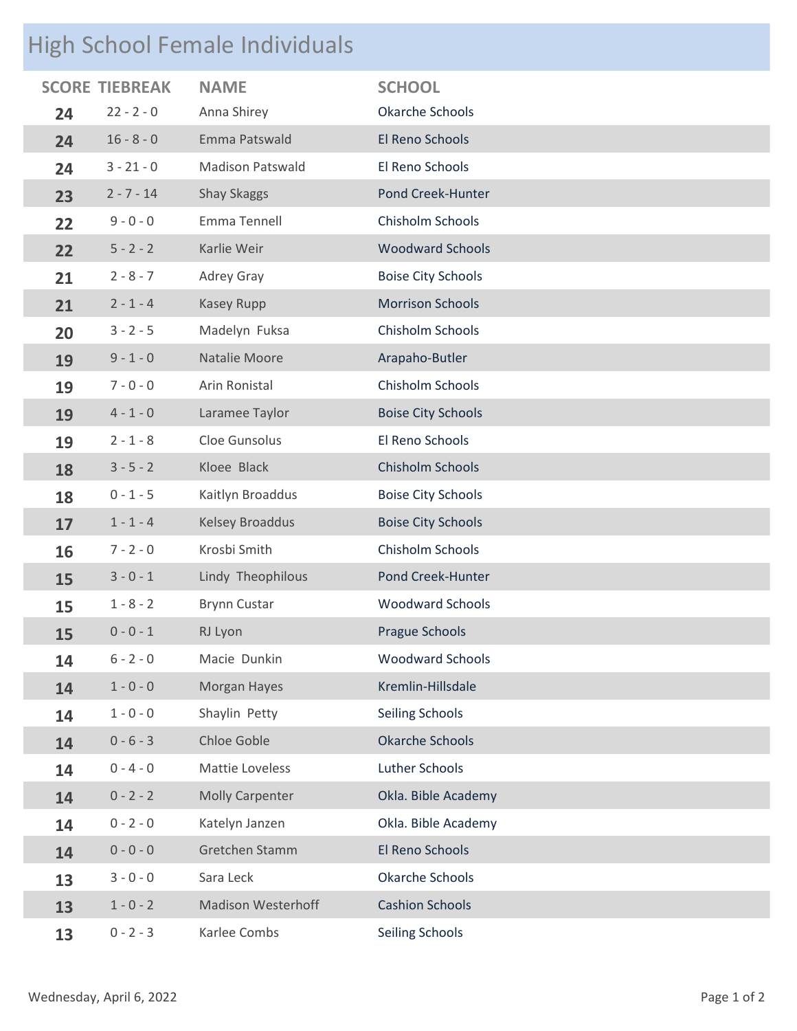## High School Female Individuals

| SCORE | TIEBREAK | NAME | SCHOOL |
|---|---|---|---|
| **24** | 22 - 2 - 0 | Anna Shirey | Okarche Schools |
| **24** | 16 - 8 - 0 | Emma Patswald | El Reno Schools |
| **24** | 3 - 21 - 0 | Madison Patswald | El Reno Schools |
| **23** | 2 - 7 - 14 | Shay Skaggs | Pond Creek-Hunter |
| **22** | 9 - 0 - 0 | Emma Tennell | Chisholm Schools |
| **22** | 5 - 2 - 2 | Karlie Weir | Woodward Schools |
| **21** | 2 - 8 - 7 | Adrey Gray | Boise City Schools |
| **21** | 2 - 1 - 4 | Kasey Rupp | Morrison Schools |
| **20** | 3 - 2 - 5 | Madelyn Fuksa | Chisholm Schools |
| **19** | 9 - 1 - 0 | Natalie Moore | Arapaho-Butler |
| **19** | 7 - 0 - 0 | Arin Ronistal | Chisholm Schools |
| **19** | 4 - 1 - 0 | Laramee Taylor | Boise City Schools |
| **19** | 2 - 1 - 8 | Cloe Gunsolus | El Reno Schools |
| **18** | 3 - 5 - 2 | Kloee Black | Chisholm Schools |
| **18** | 0 - 1 - 5 | Kaitlyn Broaddus | Boise City Schools |
| **17** | 1 - 1 - 4 | Kelsey Broaddus | Boise City Schools |
| **16** | 7 - 2 - 0 | Krosbi Smith | Chisholm Schools |
| **15** | 3 - 0 - 1 | Lindy Theophilous | Pond Creek-Hunter |
| **15** | 1 - 8 - 2 | Brynn Custar | Woodward Schools |
| **15** | 0 - 0 - 1 | RJ Lyon | Prague Schools |
| **14** | 6 - 2 - 0 | Macie Dunkin | Woodward Schools |
| **14** | 1 - 0 - 0 | Morgan Hayes | Kremlin-Hillsdale |
| **14** | 1 - 0 - 0 | Shaylin Petty | Seiling Schools |
| **14** | 0 - 6 - 3 | Chloe Goble | Okarche Schools |
| **14** | 0 - 4 - 0 | Mattie Loveless | Luther Schools |
| **14** | 0 - 2 - 2 | Molly Carpenter | Okla. Bible Academy |
| **14** | 0 - 2 - 0 | Katelyn Janzen | Okla. Bible Academy |
| **14** | 0 - 0 - 0 | Gretchen Stamm | El Reno Schools |
| **13** | 3 - 0 - 0 | Sara Leck | Okarche Schools |
| **13** | 1 - 0 - 2 | Madison Westerhoff | Cashion Schools |
| **13** | 0 - 2 - 3 | Karlee Combs | Seiling Schools |

Wednesday, April 6, 2022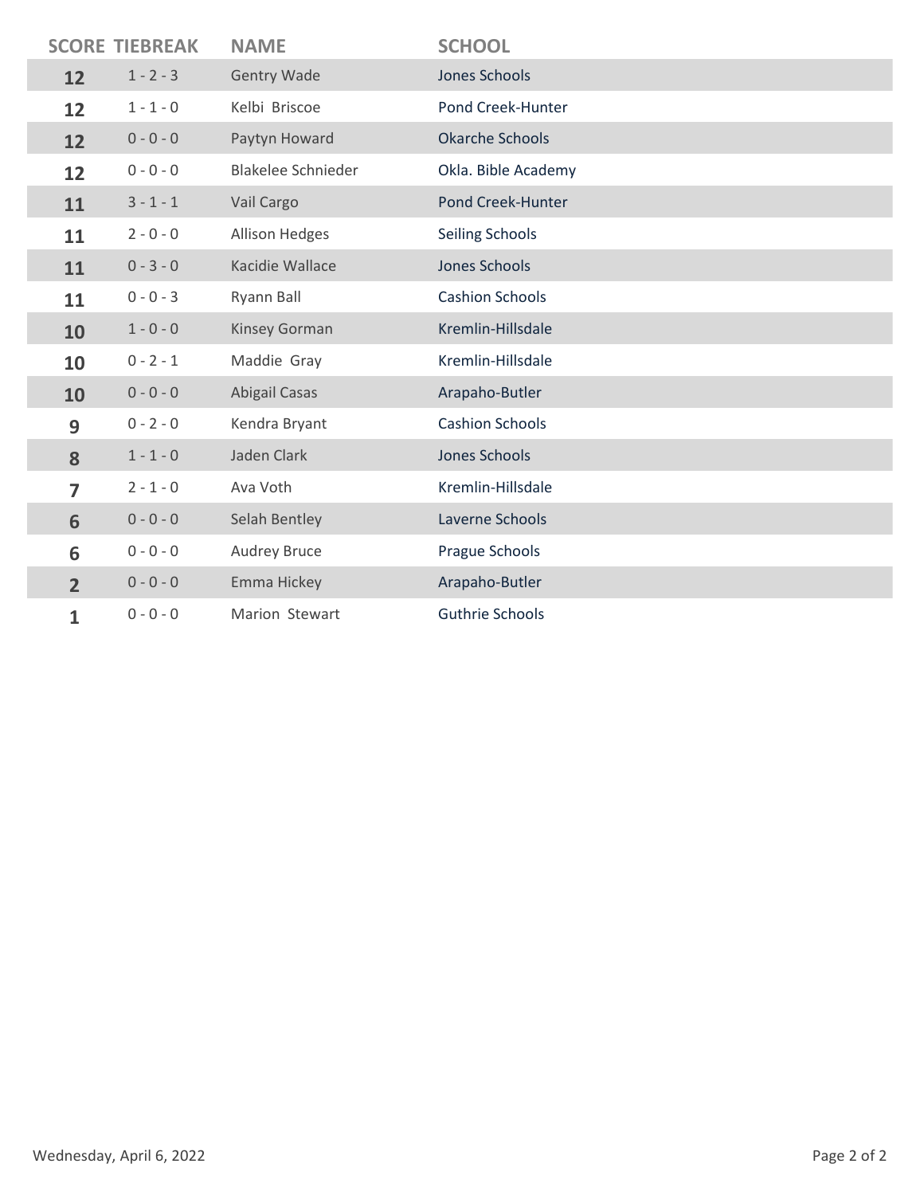| SCORE | TIEBREAK | NAME | SCHOOL |
|---|---|---|---|
| 12 | 1 - 2 - 3 | Gentry Wade | Jones Schools |
| 12 | 1 - 1 - 0 | Kelbi Briscoe | Pond Creek-Hunter |
| 12 | 0 - 0 - 0 | Paytyn Howard | Okarche Schools |
| 12 | 0 - 0 - 0 | Blakelee Schnieder | Okla. Bible Academy |
| 11 | 3 - 1 - 1 | Vail Cargo | Pond Creek-Hunter |
| 11 | 2 - 0 - 0 | Allison Hedges | Seiling Schools |
| 11 | 0 - 3 - 0 | Kacidie Wallace | Jones Schools |
| 11 | 0 - 0 - 3 | Ryann Ball | Cashion Schools |
| 10 | 1 - 0 - 0 | Kinsey Gorman | Kremlin-Hillsdale |
| 10 | 0 - 2 - 1 | Maddie Gray | Kremlin-Hillsdale |
| 10 | 0 - 0 - 0 | Abigail Casas | Arapaho-Butler |
| 9 | 0 - 2 - 0 | Kendra Bryant | Cashion Schools |
| 8 | 1 - 1 - 0 | Jaden Clark | Jones Schools |
| 7 | 2 - 1 - 0 | Ava Voth | Kremlin-Hillsdale |
| 6 | 0 - 0 - 0 | Selah Bentley | Laverne Schools |
| 6 | 0 - 0 - 0 | Audrey Bruce | Prague Schools |
| 2 | 0 - 0 - 0 | Emma Hickey | Arapaho-Butler |
| 1 | 0 - 0 - 0 | Marion Stewart | Guthrie Schools |

Wednesday, April 6, 2022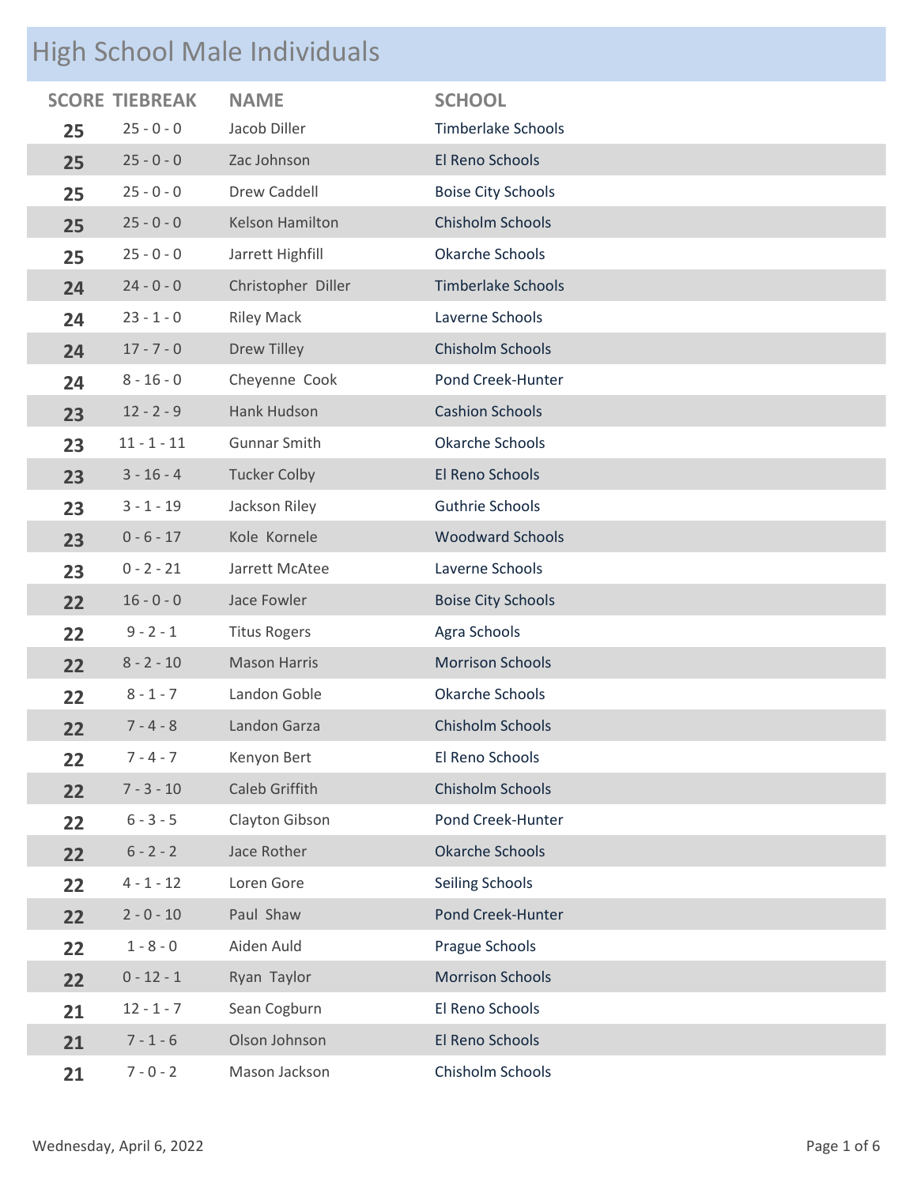# High School Male Individuals

| SCORE | TIEBREAK | NAME | SCHOOL |
|---|---|---|---|
| 25 | 25 - 0 - 0 | Jacob Diller | Timberlake Schools |
| 25 | 25 - 0 - 0 | Zac Johnson | El Reno Schools |
| 25 | 25 - 0 - 0 | Drew Caddell | Boise City Schools |
| 25 | 25 - 0 - 0 | Kelson Hamilton | Chisholm Schools |
| 25 | 25 - 0 - 0 | Jarrett Highfill | Okarche Schools |
| 24 | 24 - 0 - 0 | Christopher Diller | Timberlake Schools |
| 24 | 23 - 1 - 0 | Riley Mack | Laverne Schools |
| 24 | 17 - 7 - 0 | Drew Tilley | Chisholm Schools |
| 24 | 8 - 16 - 0 | Cheyenne Cook | Pond Creek-Hunter |
| 23 | 12 - 2 - 9 | Hank Hudson | Cashion Schools |
| 23 | 11 - 1 - 11 | Gunnar Smith | Okarche Schools |
| 23 | 3 - 16 - 4 | Tucker Colby | El Reno Schools |
| 23 | 3 - 1 - 19 | Jackson Riley | Guthrie Schools |
| 23 | 0 - 6 - 17 | Kole Kornele | Woodward Schools |
| 23 | 0 - 2 - 21 | Jarrett McAtee | Laverne Schools |
| 22 | 16 - 0 - 0 | Jace Fowler | Boise City Schools |
| 22 | 9 - 2 - 1 | Titus Rogers | Agra Schools |
| 22 | 8 - 2 - 10 | Mason Harris | Morrison Schools |
| 22 | 8 - 1 - 7 | Landon Goble | Okarche Schools |
| 22 | 7 - 4 - 8 | Landon Garza | Chisholm Schools |
| 22 | 7 - 4 - 7 | Kenyon Bert | El Reno Schools |
| 22 | 7 - 3 - 10 | Caleb Griffith | Chisholm Schools |
| 22 | 6 - 3 - 5 | Clayton Gibson | Pond Creek-Hunter |
| 22 | 6 - 2 - 2 | Jace Rother | Okarche Schools |
| 22 | 4 - 1 - 12 | Loren Gore | Seiling Schools |
| 22 | 2 - 0 - 10 | Paul Shaw | Pond Creek-Hunter |
| 22 | 1 - 8 - 0 | Aiden Auld | Prague Schools |
| 22 | 0 - 12 - 1 | Ryan Taylor | Morrison Schools |
| 21 | 12 - 1 - 7 | Sean Cogburn | El Reno Schools |
| 21 | 7 - 1 - 6 | Olson Johnson | El Reno Schools |
| 21 | 7 - 0 - 2 | Mason Jackson | Chisholm Schools |

Wednesday, April 6, 2022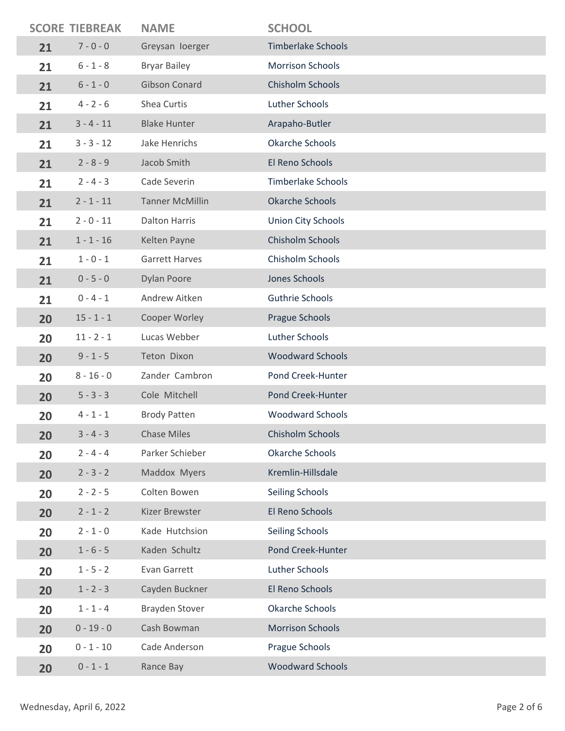| SCORE | TIEBREAK | NAME | SCHOOL |
|---|---|---|---|
| 21 | 7 - 0 - 0 | Greysan Ioerger | Timberlake Schools |
| 21 | 6 - 1 - 8 | Bryar Bailey | Morrison Schools |
| 21 | 6 - 1 - 0 | Gibson Conard | Chisholm Schools |
| 21 | 4 - 2 - 6 | Shea Curtis | Luther Schools |
| 21 | 3 - 4 - 11 | Blake Hunter | Arapaho-Butler |
| 21 | 3 - 3 - 12 | Jake Henrichs | Okarche Schools |
| 21 | 2 - 8 - 9 | Jacob Smith | El Reno Schools |
| 21 | 2 - 4 - 3 | Cade Severin | Timberlake Schools |
| 21 | 2 - 1 - 11 | Tanner McMillin | Okarche Schools |
| 21 | 2 - 0 - 11 | Dalton Harris | Union City Schools |
| 21 | 1 - 1 - 16 | Kelten Payne | Chisholm Schools |
| 21 | 1 - 0 - 1 | Garrett Harves | Chisholm Schools |
| 21 | 0 - 5 - 0 | Dylan Poore | Jones Schools |
| 21 | 0 - 4 - 1 | Andrew Aitken | Guthrie Schools |
| 20 | 15 - 1 - 1 | Cooper Worley | Prague Schools |
| 20 | 11 - 2 - 1 | Lucas Webber | Luther Schools |
| 20 | 9 - 1 - 5 | Teton Dixon | Woodward Schools |
| 20 | 8 - 16 - 0 | Zander Cambron | Pond Creek-Hunter |
| 20 | 5 - 3 - 3 | Cole Mitchell | Pond Creek-Hunter |
| 20 | 4 - 1 - 1 | Brody Patten | Woodward Schools |
| 20 | 3 - 4 - 3 | Chase Miles | Chisholm Schools |
| 20 | 2 - 4 - 4 | Parker Schieber | Okarche Schools |
| 20 | 2 - 3 - 2 | Maddox Myers | Kremlin-Hillsdale |
| 20 | 2 - 2 - 5 | Colten Bowen | Seiling Schools |
| 20 | 2 - 1 - 2 | Kizer Brewster | El Reno Schools |
| 20 | 2 - 1 - 0 | Kade Hutchsion | Seiling Schools |
| 20 | 1 - 6 - 5 | Kaden Schultz | Pond Creek-Hunter |
| 20 | 1 - 5 - 2 | Evan Garrett | Luther Schools |
| 20 | 1 - 2 - 3 | Cayden Buckner | El Reno Schools |
| 20 | 1 - 1 - 4 | Brayden Stover | Okarche Schools |
| 20 | 0 - 19 - 0 | Cash Bowman | Morrison Schools |
| 20 | 0 - 1 - 10 | Cade Anderson | Prague Schools |
| 20 | 0 - 1 - 1 | Rance Bay | Woodward Schools |

Wednesday, April 6, 2022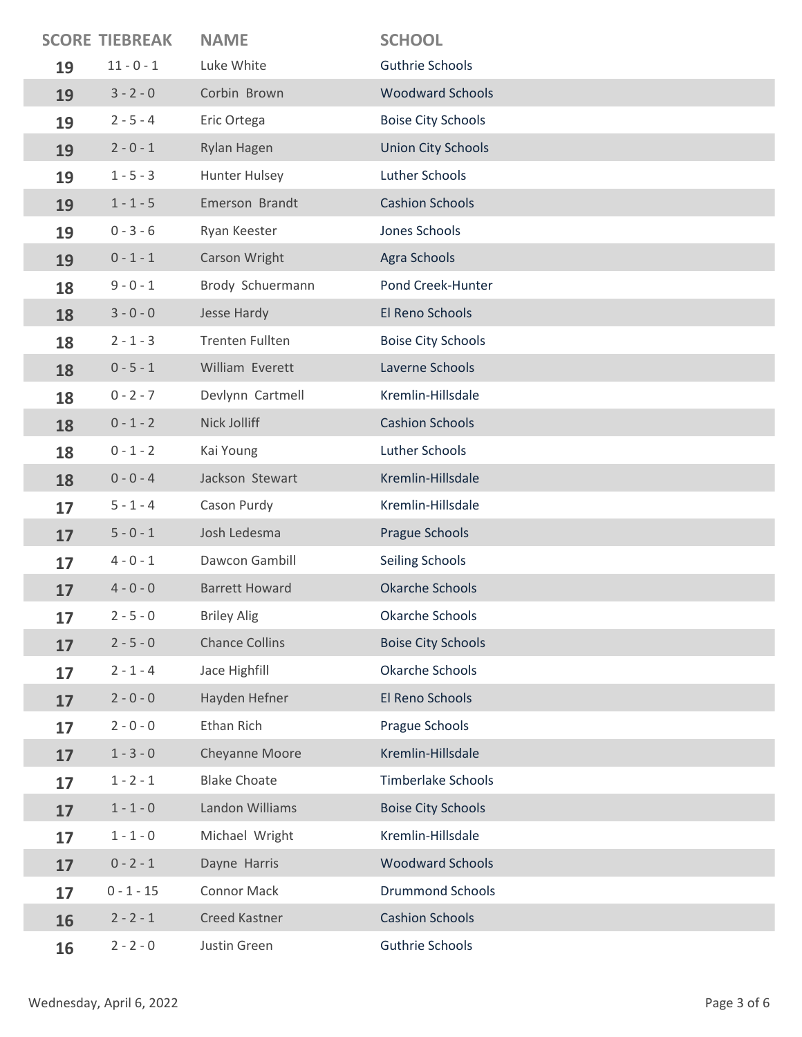| SCORE | TIEBREAK | NAME | SCHOOL |
|---|---|---|---|
| 19 | 11 - 0 - 1 | Luke White | Guthrie Schools |
| 19 | 3 - 2 - 0 | Corbin Brown | Woodward Schools |
| 19 | 2 - 5 - 4 | Eric Ortega | Boise City Schools |
| 19 | 2 - 0 - 1 | Rylan Hagen | Union City Schools |
| 19 | 1 - 5 - 3 | Hunter Hulsey | Luther Schools |
| 19 | 1 - 1 - 5 | Emerson Brandt | Cashion Schools |
| 19 | 0 - 3 - 6 | Ryan Keester | Jones Schools |
| 19 | 0 - 1 - 1 | Carson Wright | Agra Schools |
| 18 | 9 - 0 - 1 | Brody Schuermann | Pond Creek-Hunter |
| 18 | 3 - 0 - 0 | Jesse Hardy | El Reno Schools |
| 18 | 2 - 1 - 3 | Trenten Fullten | Boise City Schools |
| 18 | 0 - 5 - 1 | William Everett | Laverne Schools |
| 18 | 0 - 2 - 7 | Devlynn Cartmell | Kremlin-Hillsdale |
| 18 | 0 - 1 - 2 | Nick Jolliff | Cashion Schools |
| 18 | 0 - 1 - 2 | Kai Young | Luther Schools |
| 18 | 0 - 0 - 4 | Jackson Stewart | Kremlin-Hillsdale |
| 17 | 5 - 1 - 4 | Cason Purdy | Kremlin-Hillsdale |
| 17 | 5 - 0 - 1 | Josh Ledesma | Prague Schools |
| 17 | 4 - 0 - 1 | Dawcon Gambill | Seiling Schools |
| 17 | 4 - 0 - 0 | Barrett Howard | Okarche Schools |
| 17 | 2 - 5 - 0 | Briley Alig | Okarche Schools |
| 17 | 2 - 5 - 0 | Chance Collins | Boise City Schools |
| 17 | 2 - 1 - 4 | Jace Highfill | Okarche Schools |
| 17 | 2 - 0 - 0 | Hayden Hefner | El Reno Schools |
| 17 | 2 - 0 - 0 | Ethan Rich | Prague Schools |
| 17 | 1 - 3 - 0 | Cheyanne Moore | Kremlin-Hillsdale |
| 17 | 1 - 2 - 1 | Blake Choate | Timberlake Schools |
| 17 | 1 - 1 - 0 | Landon Williams | Boise City Schools |
| 17 | 1 - 1 - 0 | Michael Wright | Kremlin-Hillsdale |
| 17 | 0 - 2 - 1 | Dayne Harris | Woodward Schools |
| 17 | 0 - 1 - 15 | Connor Mack | Drummond Schools |
| 16 | 2 - 2 - 1 | Creed Kastner | Cashion Schools |
| 16 | 2 - 2 - 0 | Justin Green | Guthrie Schools |

Wednesday, April 6, 2022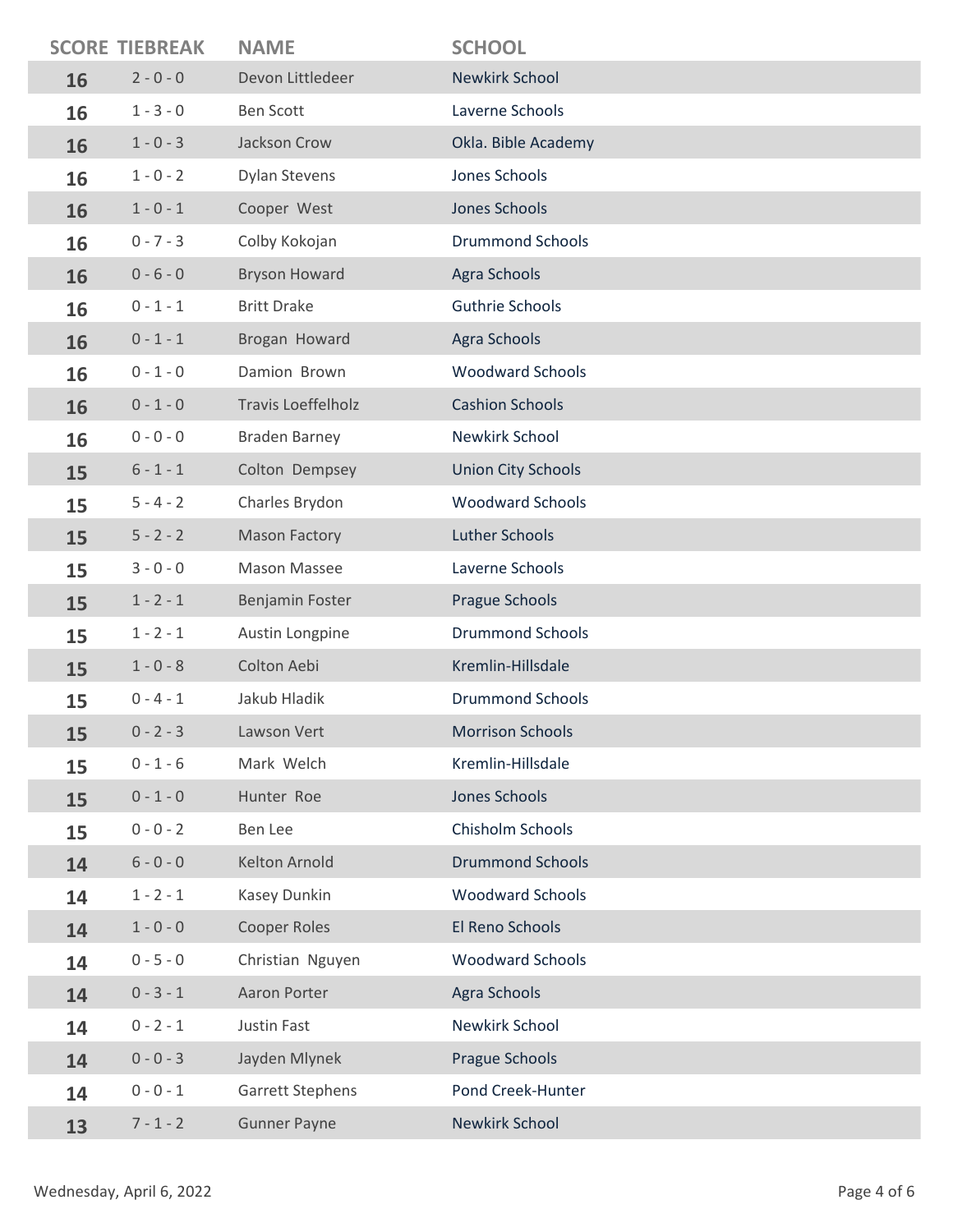| SCORE | TIEBREAK | NAME | SCHOOL |
|---|---|---|---|
| 16 | 2 - 0 - 0 | Devon Littledeer | Newkirk School |
| 16 | 1 - 3 - 0 | Ben Scott | Laverne Schools |
| 16 | 1 - 0 - 3 | Jackson Crow | Okla. Bible Academy |
| 16 | 1 - 0 - 2 | Dylan Stevens | Jones Schools |
| 16 | 1 - 0 - 1 | Cooper West | Jones Schools |
| 16 | 0 - 7 - 3 | Colby Kokojan | Drummond Schools |
| 16 | 0 - 6 - 0 | Bryson Howard | Agra Schools |
| 16 | 0 - 1 - 1 | Britt Drake | Guthrie Schools |
| 16 | 0 - 1 - 1 | Brogan Howard | Agra Schools |
| 16 | 0 - 1 - 0 | Damion Brown | Woodward Schools |
| 16 | 0 - 1 - 0 | Travis Loeffelholz | Cashion Schools |
| 16 | 0 - 0 - 0 | Braden Barney | Newkirk School |
| 15 | 6 - 1 - 1 | Colton Dempsey | Union City Schools |
| 15 | 5 - 4 - 2 | Charles Brydon | Woodward Schools |
| 15 | 5 - 2 - 2 | Mason Factory | Luther Schools |
| 15 | 3 - 0 - 0 | Mason Massee | Laverne Schools |
| 15 | 1 - 2 - 1 | Benjamin Foster | Prague Schools |
| 15 | 1 - 2 - 1 | Austin Longpine | Drummond Schools |
| 15 | 1 - 0 - 8 | Colton Aebi | Kremlin-Hillsdale |
| 15 | 0 - 4 - 1 | Jakub Hladik | Drummond Schools |
| 15 | 0 - 2 - 3 | Lawson Vert | Morrison Schools |
| 15 | 0 - 1 - 6 | Mark Welch | Kremlin-Hillsdale |
| 15 | 0 - 1 - 0 | Hunter Roe | Jones Schools |
| 15 | 0 - 0 - 2 | Ben Lee | Chisholm Schools |
| 14 | 6 - 0 - 0 | Kelton Arnold | Drummond Schools |
| 14 | 1 - 2 - 1 | Kasey Dunkin | Woodward Schools |
| 14 | 1 - 0 - 0 | Cooper Roles | El Reno Schools |
| 14 | 0 - 5 - 0 | Christian Nguyen | Woodward Schools |
| 14 | 0 - 3 - 1 | Aaron Porter | Agra Schools |
| 14 | 0 - 2 - 1 | Justin Fast | Newkirk School |
| 14 | 0 - 0 - 3 | Jayden Mlynek | Prague Schools |
| 14 | 0 - 0 - 1 | Garrett Stephens | Pond Creek-Hunter |
| 13 | 7 - 1 - 2 | Gunner Payne | Newkirk School |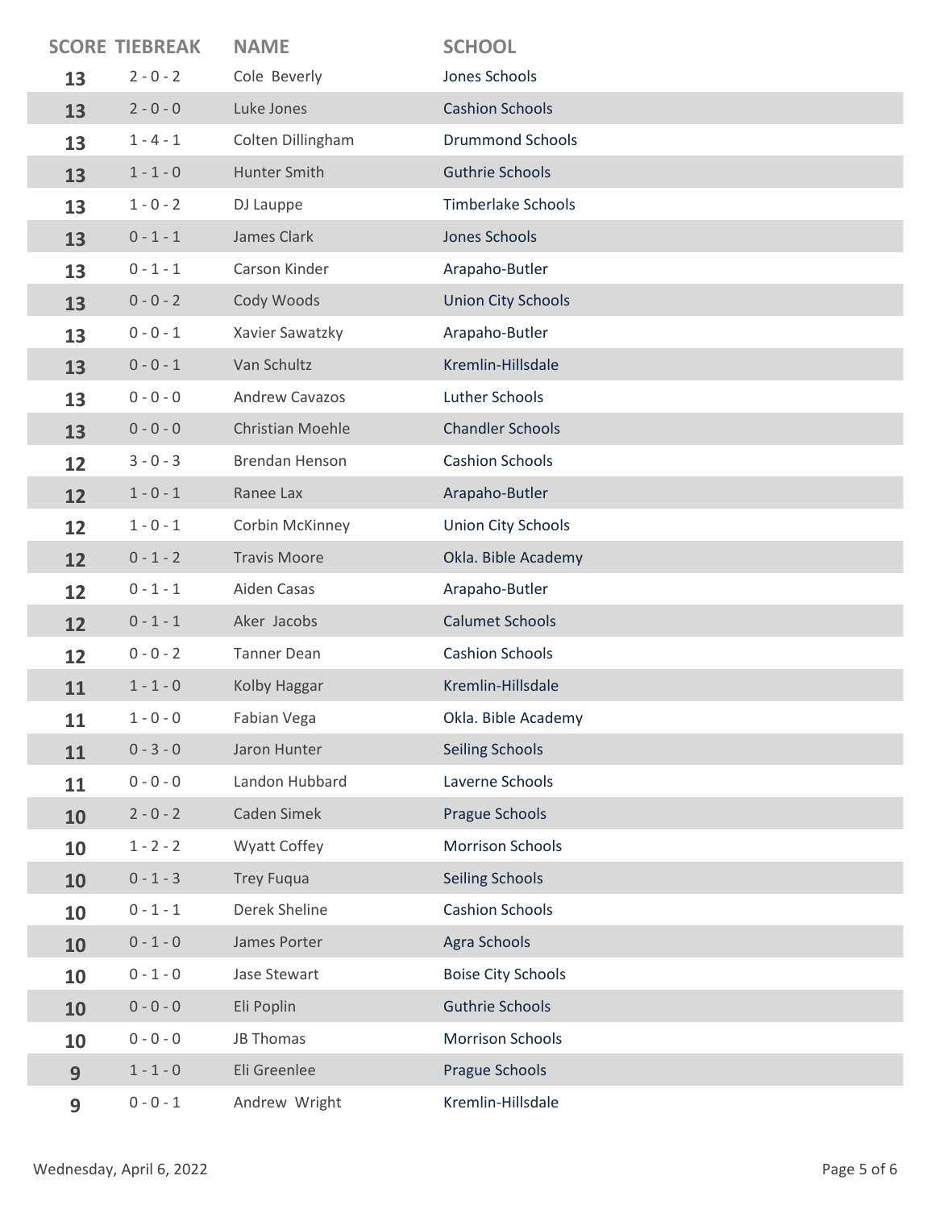| SCORE | TIEBREAK | NAME | SCHOOL |
|---|---|---|---|
| 13 | 2 - 0 - 2 | Cole  Beverly | Jones Schools |
| 13 | 2 - 0 - 0 | Luke Jones | Cashion Schools |
| 13 | 1 - 4 - 1 | Colten Dillingham | Drummond Schools |
| 13 | 1 - 1 - 0 | Hunter Smith | Guthrie Schools |
| 13 | 1 - 0 - 2 | DJ Lauppe | Timberlake Schools |
| 13 | 0 - 1 - 1 | James Clark | Jones Schools |
| 13 | 0 - 1 - 1 | Carson Kinder | Arapaho-Butler |
| 13 | 0 - 0 - 2 | Cody Woods | Union City Schools |
| 13 | 0 - 0 - 1 | Xavier Sawatzky | Arapaho-Butler |
| 13 | 0 - 0 - 1 | Van Schultz | Kremlin-Hillsdale |
| 13 | 0 - 0 - 0 | Andrew Cavazos | Luther Schools |
| 13 | 0 - 0 - 0 | Christian Moehle | Chandler Schools |
| 12 | 3 - 0 - 3 | Brendan Henson | Cashion Schools |
| 12 | 1 - 0 - 1 | Ranee Lax | Arapaho-Butler |
| 12 | 1 - 0 - 1 | Corbin McKinney | Union City Schools |
| 12 | 0 - 1 - 2 | Travis Moore | Okla. Bible Academy |
| 12 | 0 - 1 - 1 | Aiden Casas | Arapaho-Butler |
| 12 | 0 - 1 - 1 | Aker  Jacobs | Calumet Schools |
| 12 | 0 - 0 - 2 | Tanner Dean | Cashion Schools |
| 11 | 1 - 1 - 0 | Kolby Haggar | Kremlin-Hillsdale |
| 11 | 1 - 0 - 0 | Fabian Vega | Okla. Bible Academy |
| 11 | 0 - 3 - 0 | Jaron Hunter | Seiling Schools |
| 11 | 0 - 0 - 0 | Landon Hubbard | Laverne Schools |
| 10 | 2 - 0 - 2 | Caden Simek | Prague Schools |
| 10 | 1 - 2 - 2 | Wyatt Coffey | Morrison Schools |
| 10 | 0 - 1 - 3 | Trey Fuqua | Seiling Schools |
| 10 | 0 - 1 - 1 | Derek Sheline | Cashion Schools |
| 10 | 0 - 1 - 0 | James Porter | Agra Schools |
| 10 | 0 - 1 - 0 | Jase Stewart | Boise City Schools |
| 10 | 0 - 0 - 0 | Eli Poplin | Guthrie Schools |
| 10 | 0 - 0 - 0 | JB Thomas | Morrison Schools |
| 9 | 1 - 1 - 0 | Eli Greenlee | Prague Schools |
| 9 | 0 - 0 - 1 | Andrew  Wright | Kremlin-Hillsdale |

Wednesday, April 6, 2022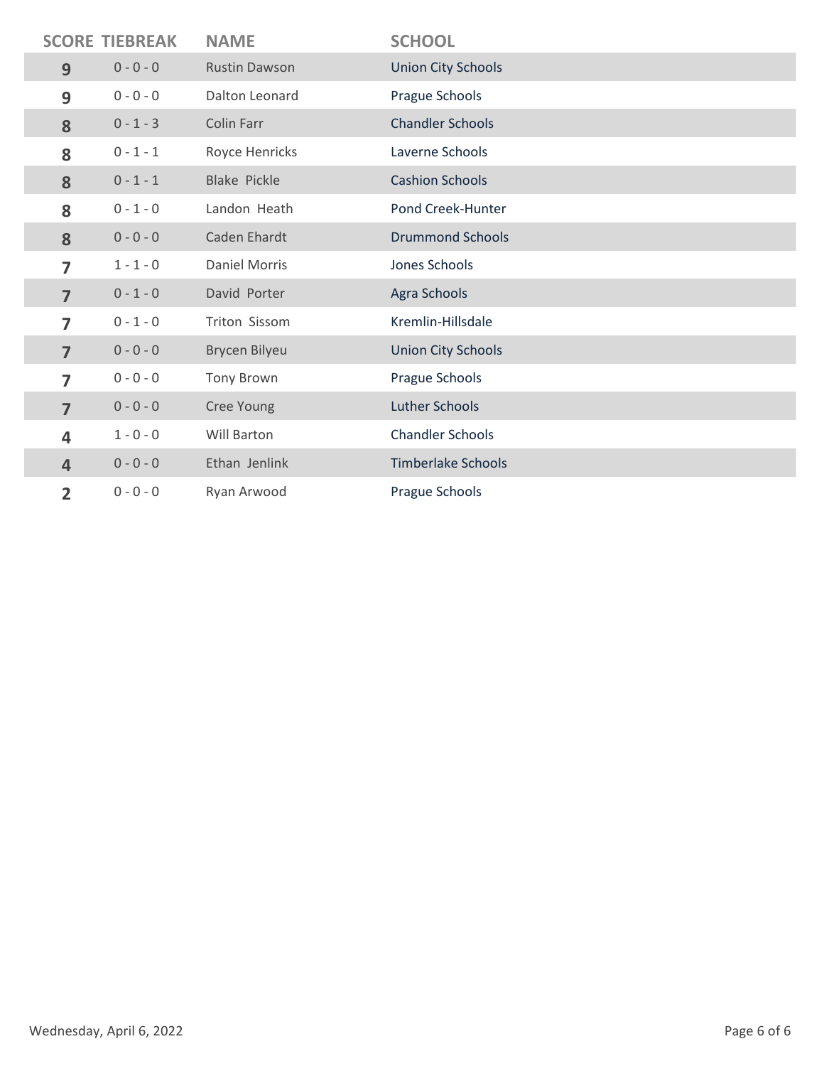| SCORE | TIEBREAK | NAME | SCHOOL |
|---|---|---|---|
| 9 | 0 - 0 - 0 | Rustin Dawson | Union City Schools |
| 9 | 0 - 0 - 0 | Dalton Leonard | Prague Schools |
| 8 | 0 - 1 - 3 | Colin Farr | Chandler Schools |
| 8 | 0 - 1 - 1 | Royce Henricks | Laverne Schools |
| 8 | 0 - 1 - 1 | Blake Pickle | Cashion Schools |
| 8 | 0 - 1 - 0 | Landon Heath | Pond Creek-Hunter |
| 8 | 0 - 0 - 0 | Caden Ehardt | Drummond Schools |
| 7 | 1 - 1 - 0 | Daniel Morris | Jones Schools |
| 7 | 0 - 1 - 0 | David Porter | Agra Schools |
| 7 | 0 - 1 - 0 | Triton Sissom | Kremlin-Hillsdale |
| 7 | 0 - 0 - 0 | Brycen Bilyeu | Union City Schools |
| 7 | 0 - 0 - 0 | Tony Brown | Prague Schools |
| 7 | 0 - 0 - 0 | Cree Young | Luther Schools |
| 4 | 1 - 0 - 0 | Will Barton | Chandler Schools |
| 4 | 0 - 0 - 0 | Ethan Jenlink | Timberlake Schools |
| 2 | 0 - 0 - 0 | Ryan Arwood | Prague Schools |

Wednesday, April 6, 2022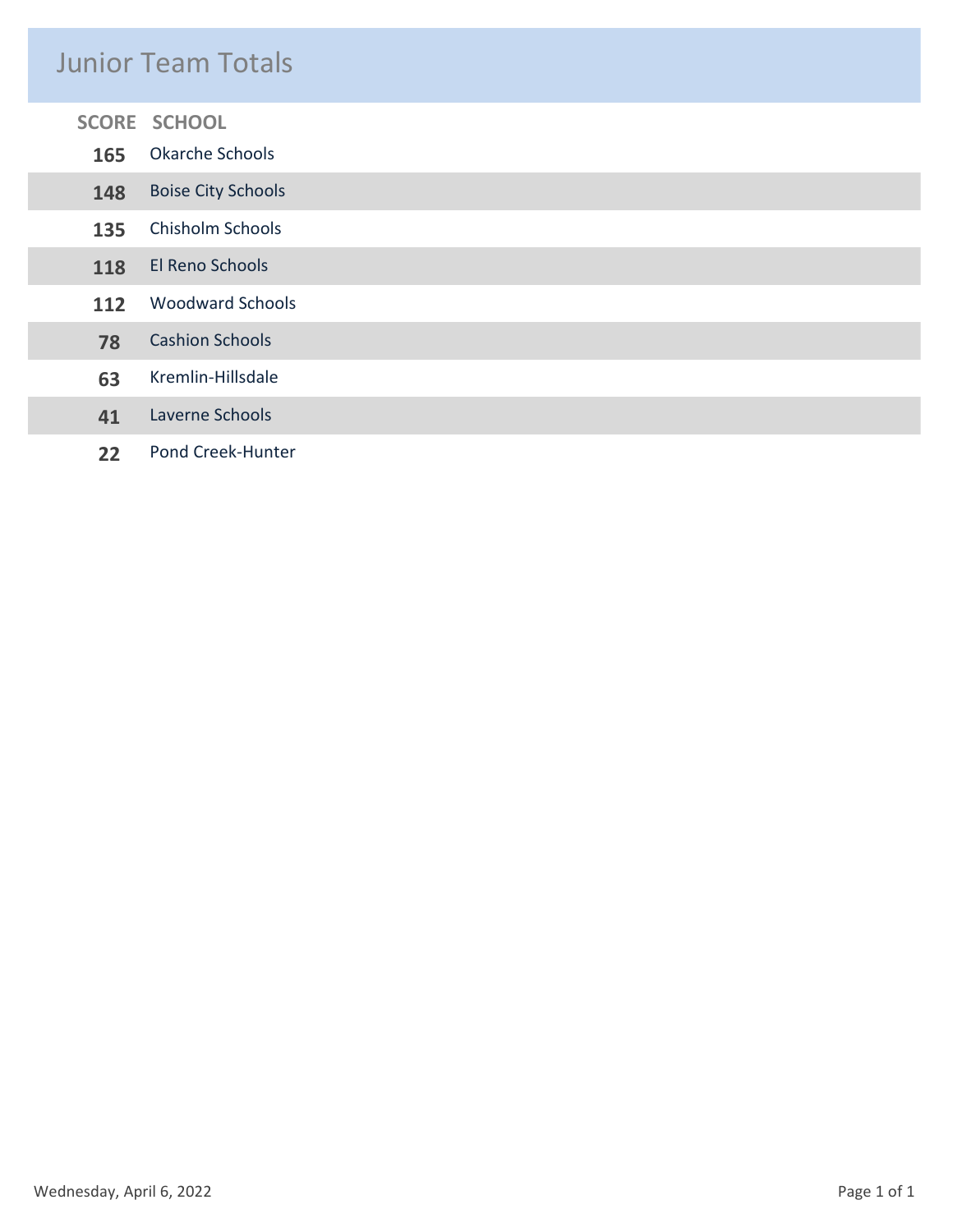# Junior Team Totals

| SCORE | SCHOOL |
|---|---|
| 165 | Okarche Schools |
| 148 | Boise City Schools |
| 135 | Chisholm Schools |
| 118 | El Reno Schools |
| 112 | Woodward Schools |
| 78 | Cashion Schools |
| 63 | Kremlin-Hillsdale |
| 41 | Laverne Schools |
| 22 | Pond Creek-Hunter |

Wednesday, April 6, 2022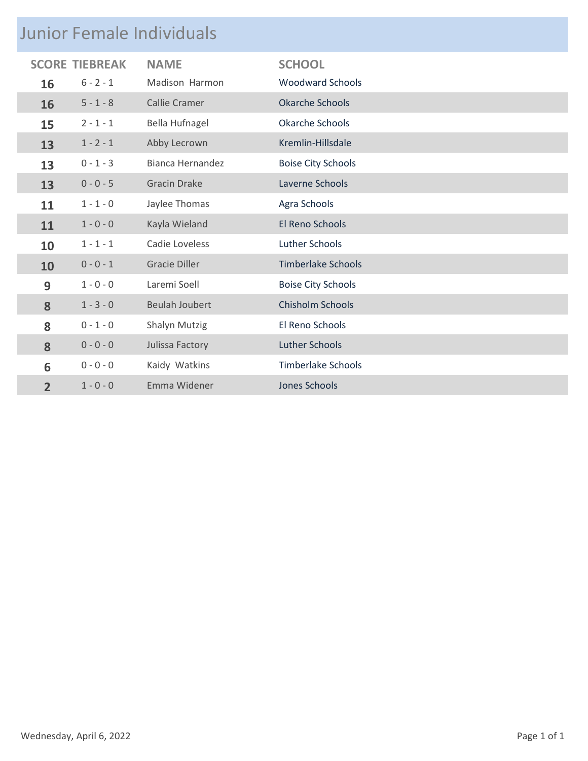# Junior Female Individuals

| SCORE | TIEBREAK | NAME | SCHOOL |
|---|---|---|---|
| **16** | 6 - 2 - 1 | Madison Harmon | Woodward Schools |
| **16** | 5 - 1 - 8 | Callie Cramer | Okarche Schools |
| **15** | 2 - 1 - 1 | Bella Hufnagel | Okarche Schools |
| **13** | 1 - 2 - 1 | Abby Lecrown | Kremlin-Hillsdale |
| **13** | 0 - 1 - 3 | Bianca Hernandez | Boise City Schools |
| **13** | 0 - 0 - 5 | Gracin Drake | Laverne Schools |
| **11** | 1 - 1 - 0 | Jaylee Thomas | Agra Schools |
| **11** | 1 - 0 - 0 | Kayla Wieland | El Reno Schools |
| **10** | 1 - 1 - 1 | Cadie Loveless | Luther Schools |
| **10** | 0 - 0 - 1 | Gracie Diller | Timberlake Schools |
| **9** | 1 - 0 - 0 | Laremi Soell | Boise City Schools |
| **8** | 1 - 3 - 0 | Beulah Joubert | Chisholm Schools |
| **8** | 0 - 1 - 0 | Shalyn Mutzig | El Reno Schools |
| **8** | 0 - 0 - 0 | Julissa Factory | Luther Schools |
| **6** | 0 - 0 - 0 | Kaidy Watkins | Timberlake Schools |
| **2** | 1 - 0 - 0 | Emma Widener | Jones Schools |

Wednesday, April 6, 2022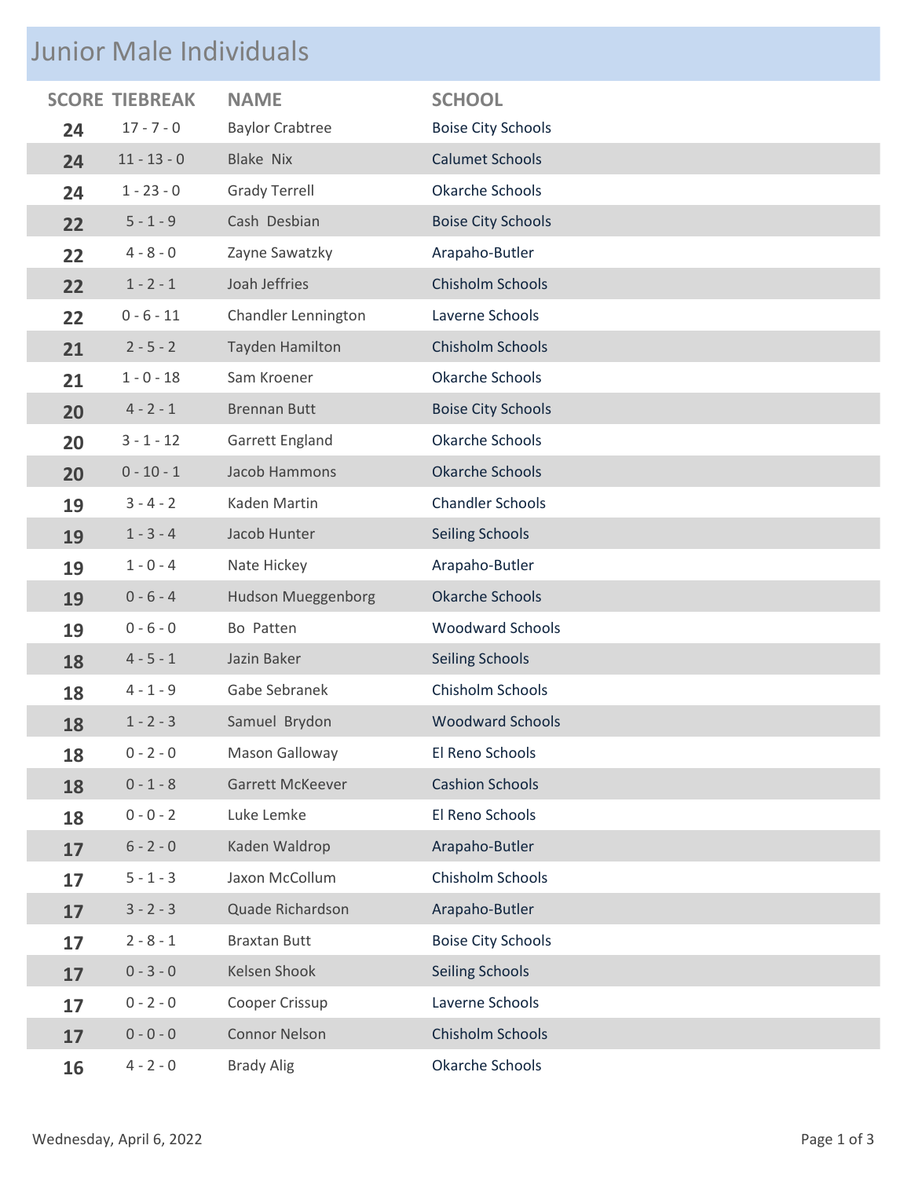## Junior Male Individuals

| SCORE | TIEBREAK | NAME | SCHOOL |
|---|---|---|---|
| 24 | 17 - 7 - 0 | Baylor Crabtree | Boise City Schools |
| 24 | 11 - 13 - 0 | Blake Nix | Calumet Schools |
| 24 | 1 - 23 - 0 | Grady Terrell | Okarche Schools |
| 22 | 5 - 1 - 9 | Cash Desbian | Boise City Schools |
| 22 | 4 - 8 - 0 | Zayne Sawatzky | Arapaho-Butler |
| 22 | 1 - 2 - 1 | Joah Jeffries | Chisholm Schools |
| 22 | 0 - 6 - 11 | Chandler Lennington | Laverne Schools |
| 21 | 2 - 5 - 2 | Tayden Hamilton | Chisholm Schools |
| 21 | 1 - 0 - 18 | Sam Kroener | Okarche Schools |
| 20 | 4 - 2 - 1 | Brennan Butt | Boise City Schools |
| 20 | 3 - 1 - 12 | Garrett England | Okarche Schools |
| 20 | 0 - 10 - 1 | Jacob Hammons | Okarche Schools |
| 19 | 3 - 4 - 2 | Kaden Martin | Chandler Schools |
| 19 | 1 - 3 - 4 | Jacob Hunter | Seiling Schools |
| 19 | 1 - 0 - 4 | Nate Hickey | Arapaho-Butler |
| 19 | 0 - 6 - 4 | Hudson Mueggenborg | Okarche Schools |
| 19 | 0 - 6 - 0 | Bo Patten | Woodward Schools |
| 18 | 4 - 5 - 1 | Jazin Baker | Seiling Schools |
| 18 | 4 - 1 - 9 | Gabe Sebranek | Chisholm Schools |
| 18 | 1 - 2 - 3 | Samuel Brydon | Woodward Schools |
| 18 | 0 - 2 - 0 | Mason Galloway | El Reno Schools |
| 18 | 0 - 1 - 8 | Garrett McKeever | Cashion Schools |
| 18 | 0 - 0 - 2 | Luke Lemke | El Reno Schools |
| 17 | 6 - 2 - 0 | Kaden Waldrop | Arapaho-Butler |
| 17 | 5 - 1 - 3 | Jaxon McCollum | Chisholm Schools |
| 17 | 3 - 2 - 3 | Quade Richardson | Arapaho-Butler |
| 17 | 2 - 8 - 1 | Braxtan Butt | Boise City Schools |
| 17 | 0 - 3 - 0 | Kelsen Shook | Seiling Schools |
| 17 | 0 - 2 - 0 | Cooper Crissup | Laverne Schools |
| 17 | 0 - 0 - 0 | Connor Nelson | Chisholm Schools |
| 16 | 4 - 2 - 0 | Brady Alig | Okarche Schools |

Wednesday, April 6, 2022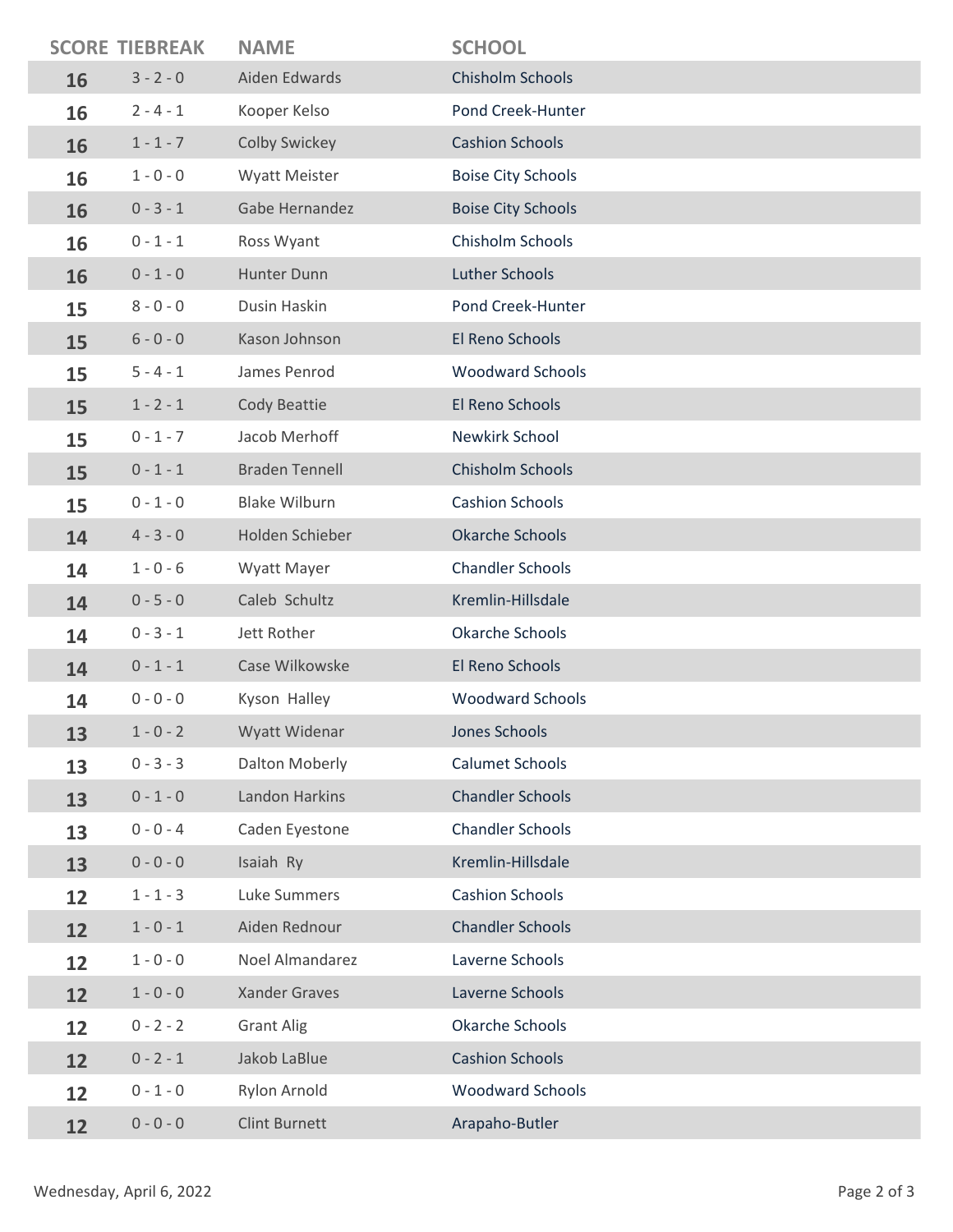| SCORE | TIEBREAK | NAME | SCHOOL |
|---|---|---|---|
| 16 | 3 - 2 - 0 | Aiden Edwards | Chisholm Schools |
| 16 | 2 - 4 - 1 | Kooper Kelso | Pond Creek-Hunter |
| 16 | 1 - 1 - 7 | Colby Swickey | Cashion Schools |
| 16 | 1 - 0 - 0 | Wyatt Meister | Boise City Schools |
| 16 | 0 - 3 - 1 | Gabe Hernandez | Boise City Schools |
| 16 | 0 - 1 - 1 | Ross Wyant | Chisholm Schools |
| 16 | 0 - 1 - 0 | Hunter Dunn | Luther Schools |
| 15 | 8 - 0 - 0 | Dusin Haskin | Pond Creek-Hunter |
| 15 | 6 - 0 - 0 | Kason Johnson | El Reno Schools |
| 15 | 5 - 4 - 1 | James Penrod | Woodward Schools |
| 15 | 1 - 2 - 1 | Cody Beattie | El Reno Schools |
| 15 | 0 - 1 - 7 | Jacob Merhoff | Newkirk School |
| 15 | 0 - 1 - 1 | Braden Tennell | Chisholm Schools |
| 15 | 0 - 1 - 0 | Blake Wilburn | Cashion Schools |
| 14 | 4 - 3 - 0 | Holden Schieber | Okarche Schools |
| 14 | 1 - 0 - 6 | Wyatt Mayer | Chandler Schools |
| 14 | 0 - 5 - 0 | Caleb Schultz | Kremlin-Hillsdale |
| 14 | 0 - 3 - 1 | Jett Rother | Okarche Schools |
| 14 | 0 - 1 - 1 | Case Wilkowske | El Reno Schools |
| 14 | 0 - 0 - 0 | Kyson Halley | Woodward Schools |
| 13 | 1 - 0 - 2 | Wyatt Widenar | Jones Schools |
| 13 | 0 - 3 - 3 | Dalton Moberly | Calumet Schools |
| 13 | 0 - 1 - 0 | Landon Harkins | Chandler Schools |
| 13 | 0 - 0 - 4 | Caden Eyestone | Chandler Schools |
| 13 | 0 - 0 - 0 | Isaiah Ry | Kremlin-Hillsdale |
| 12 | 1 - 1 - 3 | Luke Summers | Cashion Schools |
| 12 | 1 - 0 - 1 | Aiden Rednour | Chandler Schools |
| 12 | 1 - 0 - 0 | Noel Almandarez | Laverne Schools |
| 12 | 1 - 0 - 0 | Xander Graves | Laverne Schools |
| 12 | 0 - 2 - 2 | Grant Alig | Okarche Schools |
| 12 | 0 - 2 - 1 | Jakob LaBlue | Cashion Schools |
| 12 | 0 - 1 - 0 | Rylon Arnold | Woodward Schools |
| 12 | 0 - 0 - 0 | Clint Burnett | Arapaho-Butler |

Wednesday, April 6, 2022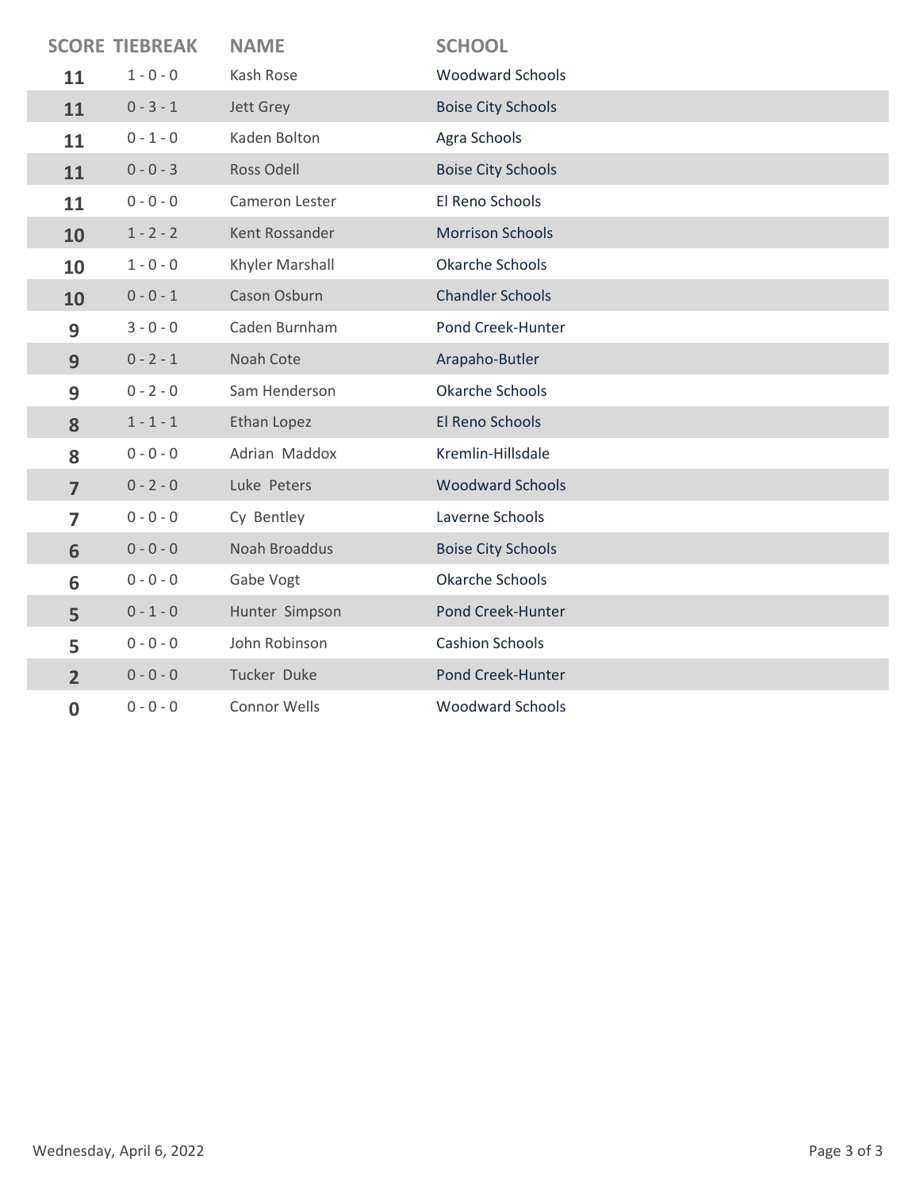| SCORE | TIEBREAK | NAME | SCHOOL |
|---|---|---|---|
| 11 | 1 - 0 - 0 | Kash Rose | Woodward Schools |
| 11 | 0 - 3 - 1 | Jett Grey | Boise City Schools |
| 11 | 0 - 1 - 0 | Kaden Bolton | Agra Schools |
| 11 | 0 - 0 - 3 | Ross Odell | Boise City Schools |
| 11 | 0 - 0 - 0 | Cameron Lester | El Reno Schools |
| 10 | 1 - 2 - 2 | Kent Rossander | Morrison Schools |
| 10 | 1 - 0 - 0 | Khyler Marshall | Okarche Schools |
| 10 | 0 - 0 - 1 | Cason Osburn | Chandler Schools |
| 9 | 3 - 0 - 0 | Caden Burnham | Pond Creek-Hunter |
| 9 | 0 - 2 - 1 | Noah Cote | Arapaho-Butler |
| 9 | 0 - 2 - 0 | Sam Henderson | Okarche Schools |
| 8 | 1 - 1 - 1 | Ethan Lopez | El Reno Schools |
| 8 | 0 - 0 - 0 | Adrian Maddox | Kremlin-Hillsdale |
| 7 | 0 - 2 - 0 | Luke Peters | Woodward Schools |
| 7 | 0 - 0 - 0 | Cy Bentley | Laverne Schools |
| 6 | 0 - 0 - 0 | Noah Broaddus | Boise City Schools |
| 6 | 0 - 0 - 0 | Gabe Vogt | Okarche Schools |
| 5 | 0 - 1 - 0 | Hunter Simpson | Pond Creek-Hunter |
| 5 | 0 - 0 - 0 | John Robinson | Cashion Schools |
| 2 | 0 - 0 - 0 | Tucker Duke | Pond Creek-Hunter |
| 0 | 0 - 0 - 0 | Connor Wells | Woodward Schools |

Wednesday, April 6, 2022